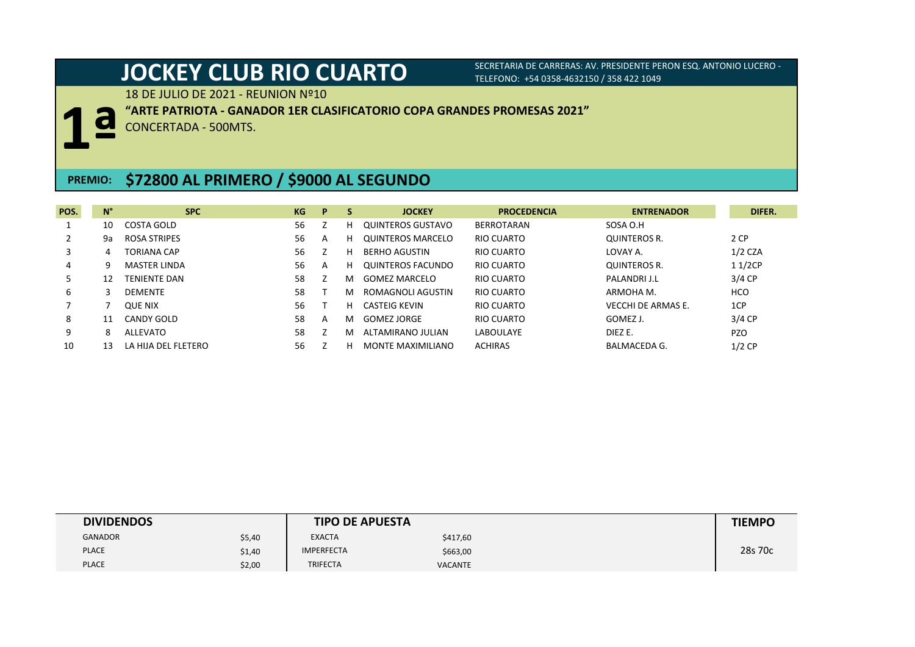# JOCKEY CLUB RIO CUARTO

SECRETARIA DE CARRERAS: AV. PRESIDENTE PERON ESQ. ANTONIO LUCERO - TELEFONO: +54 0358-4632150 / 358 422 1049

## 1ª

18 DE JULIO DE 2021 - REUNION Nº10

**"ARTE PATRIOTA - GANADOR 1ER CLASIFICATORIO COPA GRANDES PROMESAS 2021"**

CONCERTADA - 500MTS.

**PREMIO: $72800 AL PRIMERO / $9000 AL SEGUNDO**

| POS. | N° | SPC | KG | P | S | JOCKEY | PROCEDENCIA | ENTRENADOR | DIFER. |
|---|---|---|---|---|---|---|---|---|---|
| 1 | 10 | COSTA GOLD | 56 | Z | H | QUINTEROS GUSTAVO | BERROTARAN | SOSA O.H | |
| 2 | 9a | ROSA STRIPES | 56 | A | H | QUINTEROS MARCELO | RIO CUARTO | QUINTEROS R. | 2 CP |
| 3 | 4 | TORIANA CAP | 56 | Z | H | BERHO AGUSTIN | RIO CUARTO | LOVAY A. | 1/2 CZA |
| 4 | 9 | MASTER LINDA | 56 | A | H | QUINTEROS FACUNDO | RIO CUARTO | QUINTEROS R. | 1 1/2CP |
| 5 | 12 | TENIENTE DAN | 58 | Z | M | GOMEZ MARCELO | RIO CUARTO | PALANDRI J.L | 3/4 CP |
| 6 | 3 | DEMENTE | 58 | T | M | ROMAGNOLI AGUSTIN | RIO CUARTO | ARMOHA M. | HCO |
| 7 | 7 | QUE NIX | 56 | T | H | CASTEIG KEVIN | RIO CUARTO | VECCHI DE ARMAS E. | 1CP |
| 8 | 11 | CANDY GOLD | 58 | A | M | GOMEZ JORGE | RIO CUARTO | GOMEZ J. | 3/4 CP |
| 9 | 8 | ALLEVATO | 58 | Z | M | ALTAMIRANO JULIAN | LABOULAYE | DIEZ E. | PZO |
| 10 | 13 | LA HIJA DEL FLETERO | 56 | Z | H | MONTE MAXIMILIANO | ACHIRAS | BALMACEDA G. | 1/2 CP |

| DIVIDENDOS | | TIPO DE APUESTA | | TIEMPO |
|---|---|---|---|---|
| GANADOR | $5,40 | EXACTA | $417,60 | 28s 70c |
| PLACE | $1,40 | IMPERFECTA | $663,00 | |
| PLACE | $2,00 | TRIFECTA | VACANTE | |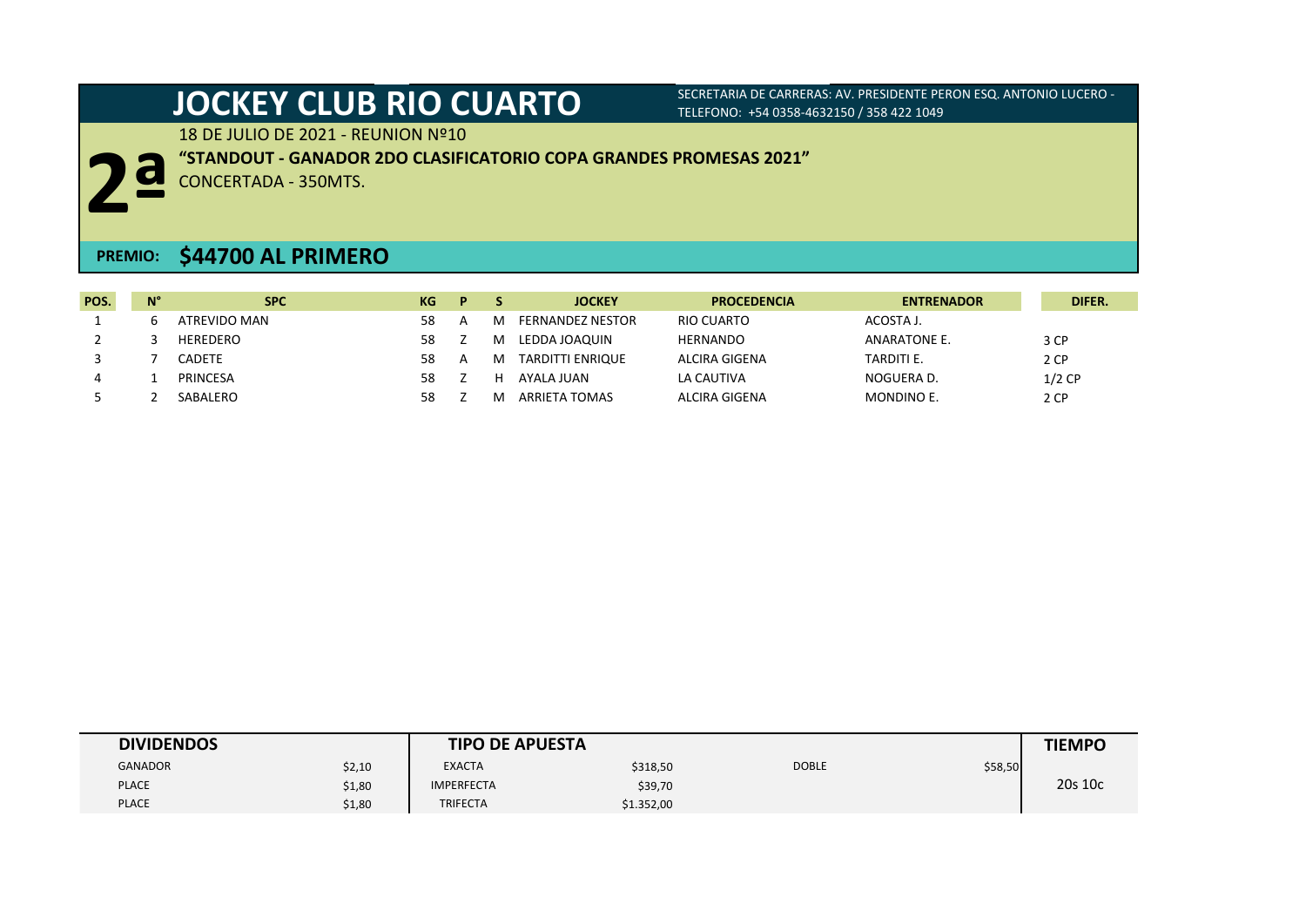# JOCKEY CLUB RIO CUARTO

SECRETARIA DE CARRERAS: AV. PRESIDENTE PERON ESQ. ANTONIO LUCERO - TELEFONO: +54 0358-4632150 / 358 422 1049

## 2ª

18 DE JULIO DE 2021 - REUNION Nº10

**"STANDOUT - GANADOR 2DO CLASIFICATORIO COPA GRANDES PROMESAS 2021"**

CONCERTADA - 350MTS.

**PREMIO: $44700 AL PRIMERO**

| POS. | N° | SPC | KG | P | S | JOCKEY | PROCEDENCIA | ENTRENADOR | DIFER. |
|---|---|---|---|---|---|---|---|---|---|
| 1 | 6 | ATREVIDO MAN | 58 | A | M | FERNANDEZ NESTOR | RIO CUARTO | ACOSTA J. | |
| 2 | 3 | HEREDERO | 58 | Z | M | LEDDA JOAQUIN | HERNANDO | ANARATONE E. | 3 CP |
| 3 | 7 | CADETE | 58 | A | M | TARDITTI ENRIQUE | ALCIRA GIGENA | TARDITI E. | 2 CP |
| 4 | 1 | PRINCESA | 58 | Z | H | AYALA JUAN | LA CAUTIVA | NOGUERA D. | 1/2 CP |
| 5 | 2 | SABALERO | 58 | Z | M | ARRIETA TOMAS | ALCIRA GIGENA | MONDINO E. | 2 CP |

| DIVIDENDOS | | TIPO DE APUESTA | | | | TIEMPO |
|---|---|---|---|---|---|---|
| GANADOR | $2,10 | EXACTA | $318,50 | DOBLE | $58,50 | |
| PLACE | $1,80 | IMPERFECTA | $39,70 | | | 20s 10c |
| PLACE | $1,80 | TRIFECTA | $1.352,00 | | | |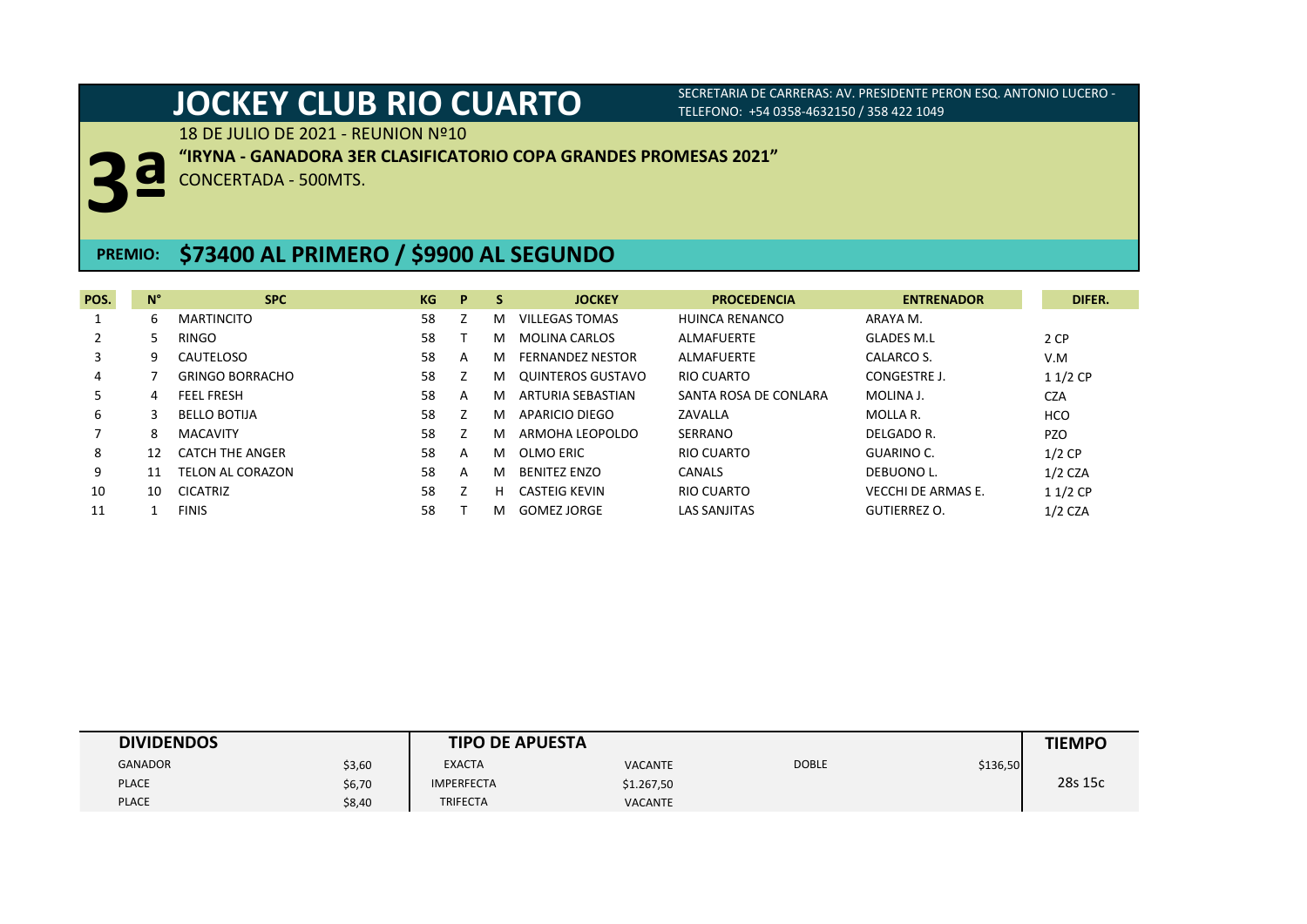# JOCKEY CLUB RIO CUARTO

SECRETARIA DE CARRERAS: AV. PRESIDENTE PERON ESQ. ANTONIO LUCERO - TELEFONO: +54 0358-4632150 / 358 422 1049

## 3ª

18 DE JULIO DE 2021 - REUNION Nº10

**"IRYNA - GANADORA 3ER CLASIFICATORIO COPA GRANDES PROMESAS 2021"**

CONCERTADA - 500MTS.

**PREMIO: $73400 AL PRIMERO / $9900 AL SEGUNDO**

| POS. | N° | SPC | KG | P | S | JOCKEY | PROCEDENCIA | ENTRENADOR | DIFER. |
|---|---|---|---|---|---|---|---|---|---|
| 1 | 6 | MARTINCITO | 58 | Z | M | VILLEGAS TOMAS | HUINCA RENANCO | ARAYA M. | |
| 2 | 5 | RINGO | 58 | T | M | MOLINA CARLOS | ALMAFUERTE | GLADES M.L | 2 CP |
| 3 | 9 | CAUTELOSO | 58 | A | M | FERNANDEZ NESTOR | ALMAFUERTE | CALARCO S. | V.M |
| 4 | 7 | GRINGO BORRACHO | 58 | Z | M | QUINTEROS GUSTAVO | RIO CUARTO | CONGESTRE J. | 1 1/2 CP |
| 5 | 4 | FEEL FRESH | 58 | A | M | ARTURIA SEBASTIAN | SANTA ROSA DE CONLARA | MOLINA J. | CZA |
| 6 | 3 | BELLO BOTIJA | 58 | Z | M | APARICIO DIEGO | ZAVALLA | MOLLA R. | HCO |
| 7 | 8 | MACAVITY | 58 | Z | M | ARMOHA LEOPOLDO | SERRANO | DELGADO R. | PZO |
| 8 | 12 | CATCH THE ANGER | 58 | A | M | OLMO ERIC | RIO CUARTO | GUARINO C. | 1/2 CP |
| 9 | 11 | TELON AL CORAZON | 58 | A | M | BENITEZ ENZO | CANALS | DEBUONO L. | 1/2 CZA |
| 10 | 10 | CICATRIZ | 58 | Z | H | CASTEIG KEVIN | RIO CUARTO | VECCHI DE ARMAS E. | 1 1/2 CP |
| 11 | 1 | FINIS | 58 | T | M | GOMEZ JORGE | LAS SANJITAS | GUTIERREZ O. | 1/2 CZA |

| DIVIDENDOS | | TIPO DE APUESTA | | | | TIEMPO |
|---|---|---|---|---|---|---|
| GANADOR | $3,60 | EXACTA | VACANTE | DOBLE | $136,50 | 28s 15c |
| PLACE | $6,70 | IMPERFECTA | $1.267,50 | | | |
| PLACE | $8,40 | TRIFECTA | VACANTE | | | |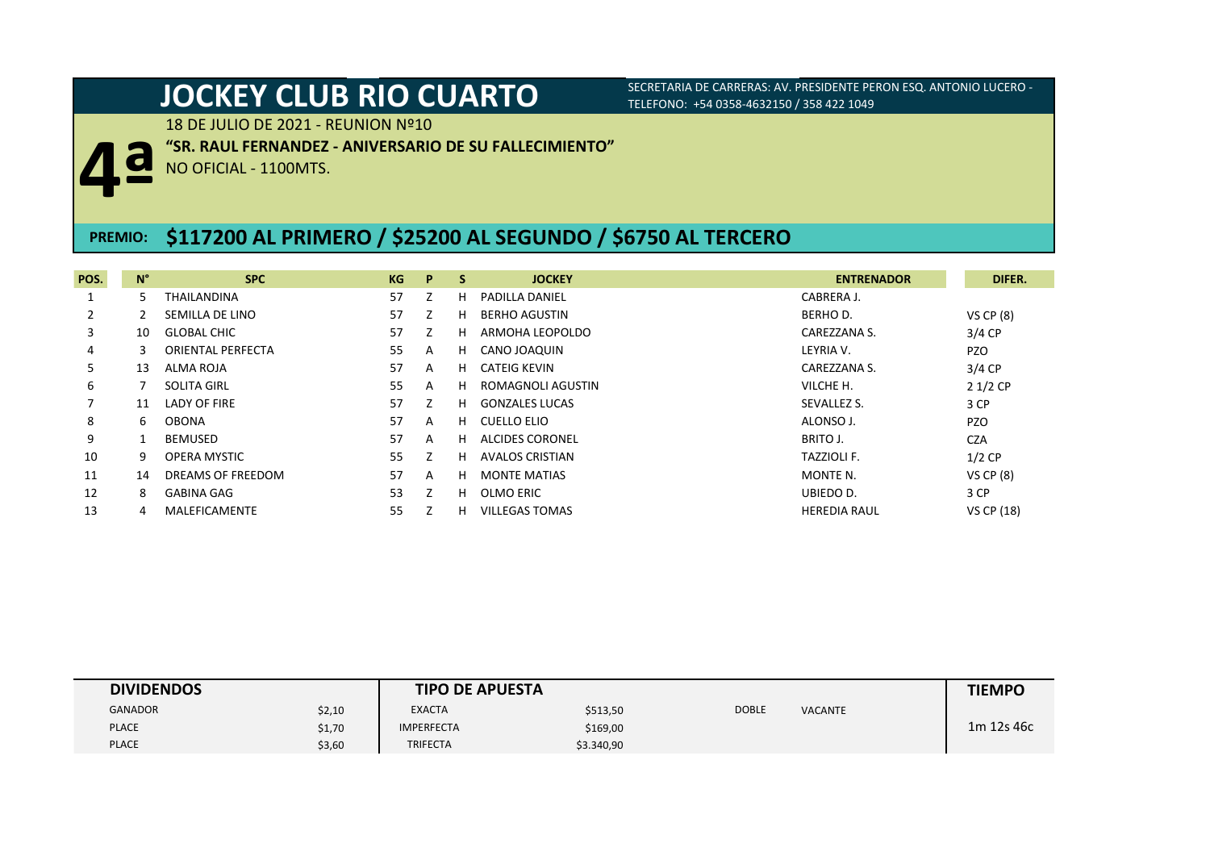# JOCKEY CLUB RIO CUARTO

SECRETARIA DE CARRERAS: AV. PRESIDENTE PERON ESQ. ANTONIO LUCERO - TELEFONO: +54 0358-4632150 / 358 422 1049

## 4ª

18 DE JULIO DE 2021 - REUNION Nº10

**"SR. RAUL FERNANDEZ - ANIVERSARIO DE SU FALLECIMIENTO"**

NO OFICIAL - 1100MTS.

**PREMIO: $117200 AL PRIMERO / $25200 AL SEGUNDO / $6750 AL TERCERO**

| POS. | N° | SPC | KG | P | S | JOCKEY | ENTRENADOR | DIFER. |
|---|---|---|---|---|---|---|---|---|
| 1 | 5 | THAILANDINA | 57 | Z | H | PADILLA DANIEL | CABRERA J. | |
| 2 | 2 | SEMILLA DE LINO | 57 | Z | H | BERHO AGUSTIN | BERHO D. | VS CP (8) |
| 3 | 10 | GLOBAL CHIC | 57 | Z | H | ARMOHA LEOPOLDO | CAREZZANA S. | 3/4 CP |
| 4 | 3 | ORIENTAL PERFECTA | 55 | A | H | CANO JOAQUIN | LEYRIA V. | PZO |
| 5 | 13 | ALMA ROJA | 57 | A | H | CATEIG KEVIN | CAREZZANA S. | 3/4 CP |
| 6 | 7 | SOLITA GIRL | 55 | A | H | ROMAGNOLI AGUSTIN | VILCHE H. | 2 1/2 CP |
| 7 | 11 | LADY OF FIRE | 57 | Z | H | GONZALES LUCAS | SEVALLEZ S. | 3 CP |
| 8 | 6 | OBONA | 57 | A | H | CUELLO ELIO | ALONSO J. | PZO |
| 9 | 1 | BEMUSED | 57 | A | H | ALCIDES CORONEL | BRITO J. | CZA |
| 10 | 9 | OPERA MYSTIC | 55 | Z | H | AVALOS CRISTIAN | TAZZIOLI F. | 1/2 CP |
| 11 | 14 | DREAMS OF FREEDOM | 57 | A | H | MONTE MATIAS | MONTE N. | VS CP (8) |
| 12 | 8 | GABINA GAG | 53 | Z | H | OLMO ERIC | UBIEDO D. | 3 CP |
| 13 | 4 | MALEFICAMENTE | 55 | Z | H | VILLEGAS TOMAS | HEREDIA RAUL | VS CP (18) |

| DIVIDENDOS | | TIPO DE APUESTA | | | | TIEMPO |
|---|---|---|---|---|---|---|
| GANADOR | $2,10 | EXACTA | $513,50 | DOBLE | VACANTE | 1m 12s 46c |
| PLACE | $1,70 | IMPERFECTA | $169,00 | | | |
| PLACE | $3,60 | TRIFECTA | $3.340,90 | | | |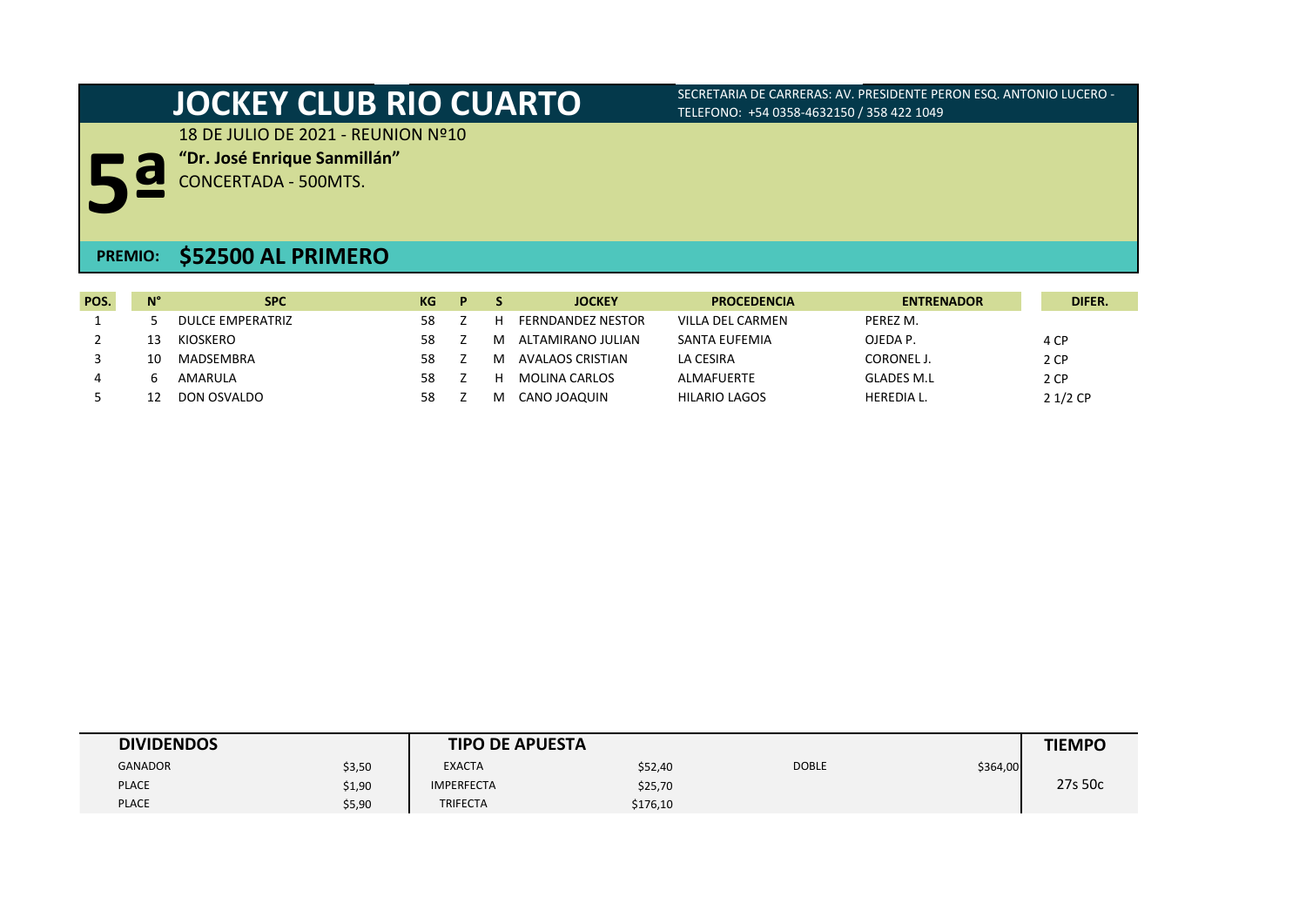# JOCKEY CLUB RIO CUARTO

SECRETARIA DE CARRERAS: AV. PRESIDENTE PERON ESQ. ANTONIO LUCERO - TELEFONO: +54 0358-4632150 / 358 422 1049

## 5ª

18 DE JULIO DE 2021 - REUNION Nº10

**"Dr. José Enrique Sanmillán"**

CONCERTADA - 500MTS.

**PREMIO: $52500 AL PRIMERO**

| POS. | N° | SPC | KG | P | S | JOCKEY | PROCEDENCIA | ENTRENADOR | DIFER. |
|---|---|---|---|---|---|---|---|---|---|
| 1 | 5 | DULCE EMPERATRIZ | 58 | Z | H | FERNDANDEZ NESTOR | VILLA DEL CARMEN | PEREZ M. | |
| 2 | 13 | KIOSKERO | 58 | Z | M | ALTAMIRANO JULIAN | SANTA EUFEMIA | OJEDA P. | 4 CP |
| 3 | 10 | MADSEMBRA | 58 | Z | M | AVALAOS CRISTIAN | LA CESIRA | CORONEL J. | 2 CP |
| 4 | 6 | AMARULA | 58 | Z | H | MOLINA CARLOS | ALMAFUERTE | GLADES M.L | 2 CP |
| 5 | 12 | DON OSVALDO | 58 | Z | M | CANO JOAQUIN | HILARIO LAGOS | HEREDIA L. | 2 1/2 CP |

| DIVIDENDOS | | TIPO DE APUESTA | | | | TIEMPO |
|---|---|---|---|---|---|---|
| GANADOR | $3,50 | EXACTA | $52,40 | DOBLE | $364,00 | 27s 50c |
| PLACE | $1,90 | IMPERFECTA | $25,70 | | | |
| PLACE | $5,90 | TRIFECTA | $176,10 | | | |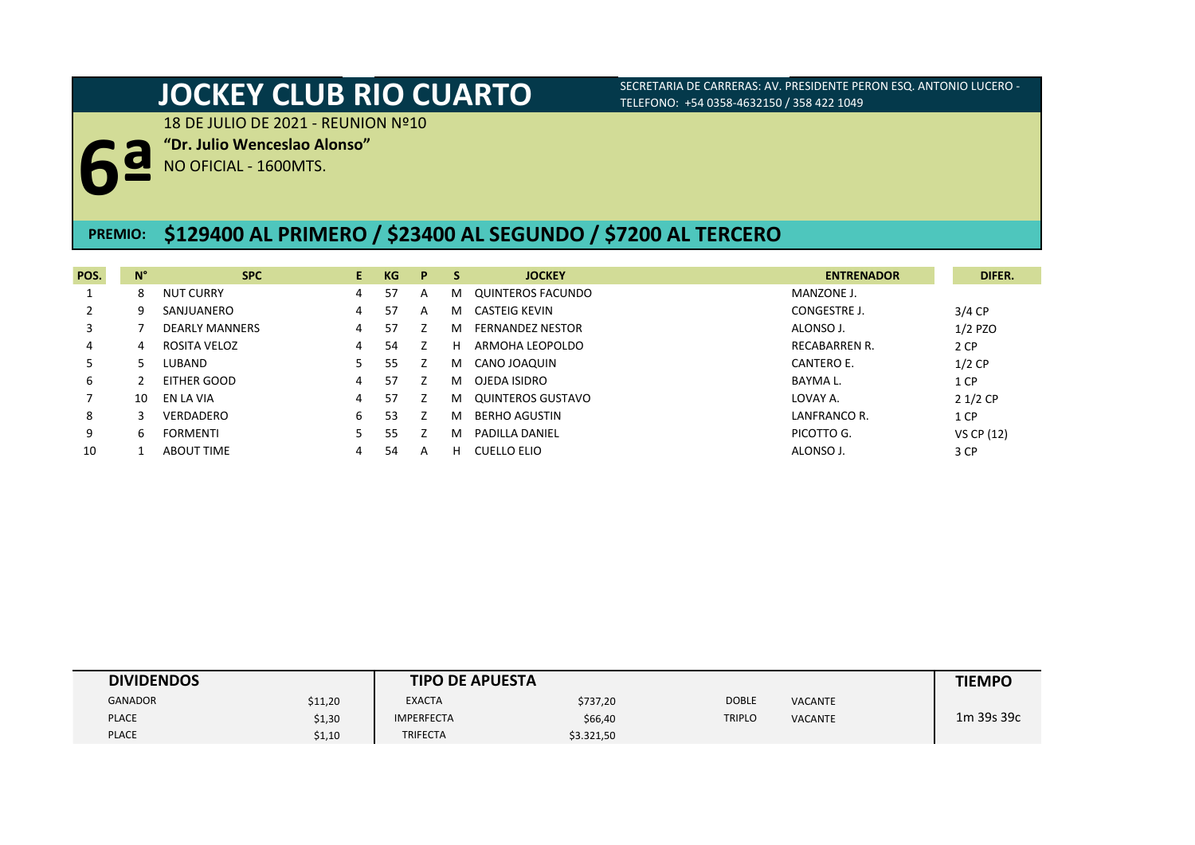# JOCKEY CLUB RIO CUARTO

SECRETARIA DE CARRERAS: AV. PRESIDENTE PERON ESQ. ANTONIO LUCERO - TELEFONO: +54 0358-4632150 / 358 422 1049

## 6ª

18 DE JULIO DE 2021 - REUNION Nº10

**"Dr. Julio Wenceslao Alonso"**

NO OFICIAL - 1600MTS.

**PREMIO: $129400 AL PRIMERO / $23400 AL SEGUNDO / $7200 AL TERCERO**

| POS. | N° | SPC | E. | KG | P | S | JOCKEY | ENTRENADOR | DIFER. |
|---|---|---|---|---|---|---|---|---|---|
| 1 | 8 | NUT CURRY | 4 | 57 | A | M | QUINTEROS FACUNDO | MANZONE J. | |
| 2 | 9 | SANJUANERO | 4 | 57 | A | M | CASTEIG KEVIN | CONGESTRE J. | 3/4 CP |
| 3 | 7 | DEARLY MANNERS | 4 | 57 | Z | M | FERNANDEZ NESTOR | ALONSO J. | 1/2 PZO |
| 4 | 4 | ROSITA VELOZ | 4 | 54 | Z | H | ARMOHA LEOPOLDO | RECABARREN R. | 2 CP |
| 5 | 5 | LUBAND | 5 | 55 | Z | M | CANO JOAQUIN | CANTERO E. | 1/2 CP |
| 6 | 2 | EITHER GOOD | 4 | 57 | Z | M | OJEDA ISIDRO | BAYMA L. | 1 CP |
| 7 | 10 | EN LA VIA | 4 | 57 | Z | M | QUINTEROS GUSTAVO | LOVAY A. | 2 1/2 CP |
| 8 | 3 | VERDADERO | 6 | 53 | Z | M | BERHO AGUSTIN | LANFRANCO R. | 1 CP |
| 9 | 6 | FORMENTI | 5 | 55 | Z | M | PADILLA DANIEL | PICOTTO G. | VS CP (12) |
| 10 | 1 | ABOUT TIME | 4 | 54 | A | H | CUELLO ELIO | ALONSO J. | 3 CP |

| DIVIDENDOS | | TIPO DE APUESTA | | | | TIEMPO |
|---|---|---|---|---|---|---|
| GANADOR | $11,20 | EXACTA | $737,20 | DOBLE | VACANTE | 1m 39s 39c |
| PLACE | $1,30 | IMPERFECTA | $66,40 | TRIPLO | VACANTE | |
| PLACE | $1,10 | TRIFECTA | $3.321,50 | | | |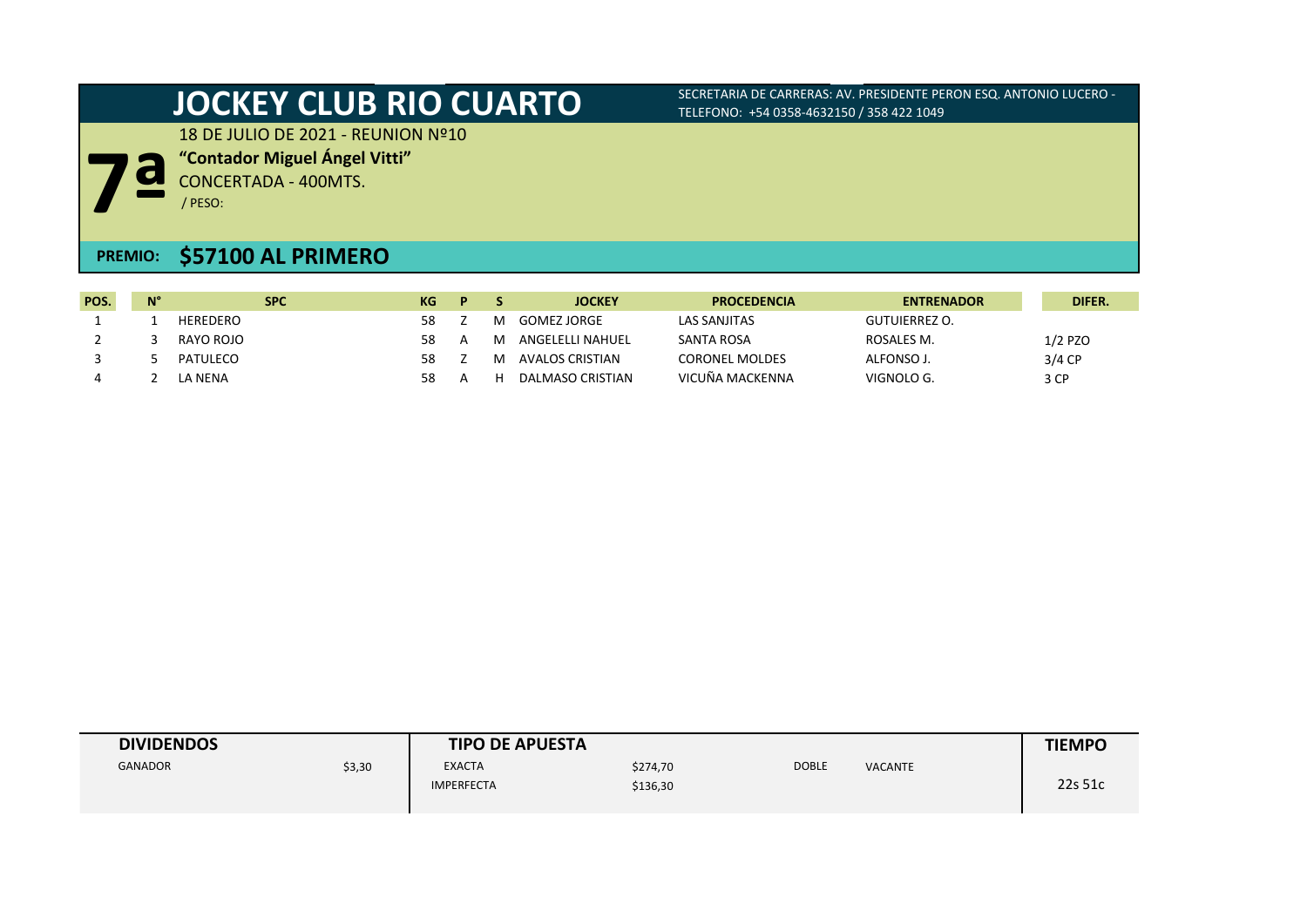# JOCKEY CLUB RIO CUARTO

SECRETARIA DE CARRERAS: AV. PRESIDENTE PERON ESQ. ANTONIO LUCERO - TELEFONO: +54 0358-4632150 / 358 422 1049

## 7ª

18 DE JULIO DE 2021 - REUNION Nº10

**"Contador Miguel Ángel Vitti"**

CONCERTADA - 400MTS.

/ PESO:

**PREMIO: $57100 AL PRIMERO**

| POS. | N° | SPC | KG | P | S | JOCKEY | PROCEDENCIA | ENTRENADOR | DIFER. |
|---|---|---|---|---|---|---|---|---|---|
| 1 | 1 | HEREDERO | 58 | Z | M | GOMEZ JORGE | LAS SANJITAS | GUTUIERREZ O. | |
| 2 | 3 | RAYO ROJO | 58 | A | M | ANGELELLI NAHUEL | SANTA ROSA | ROSALES M. | 1/2 PZO |
| 3 | 5 | PATULECO | 58 | Z | M | AVALOS CRISTIAN | CORONEL MOLDES | ALFONSO J. | 3/4 CP |
| 4 | 2 | LA NENA | 58 | A | H | DALMASO CRISTIAN | VICUÑA MACKENNA | VIGNOLO G. | 3 CP |

| DIVIDENDOS | | TIPO DE APUESTA | | | | TIEMPO |
|---|---|---|---|---|---|---|
| GANADOR | $3,30 | EXACTA | $274,70 | DOBLE | VACANTE | 22s 51c |
| | | IMPERFECTA | $136,30 | | | |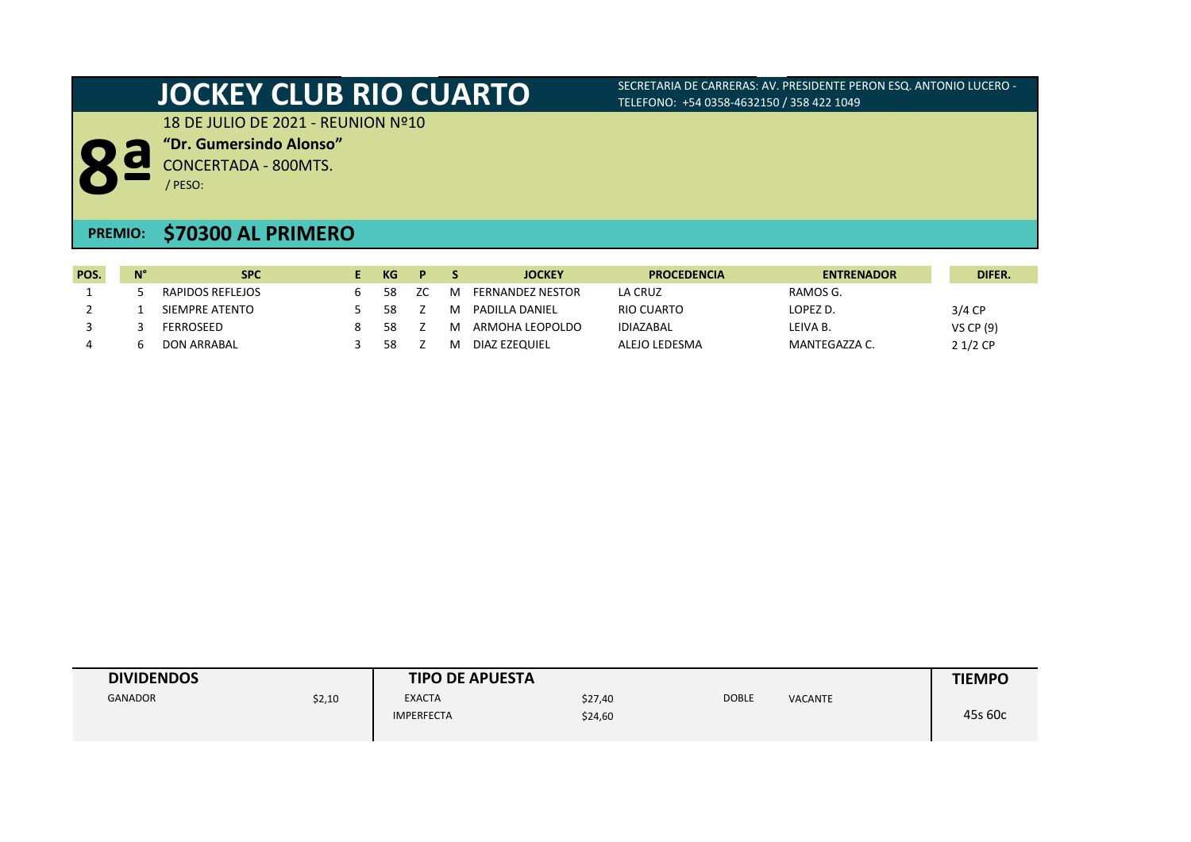# JOCKEY CLUB RIO CUARTO

SECRETARIA DE CARRERAS: AV. PRESIDENTE PERON ESQ. ANTONIO LUCERO - TELEFONO: +54 0358-4632150 / 358 422 1049

## 8ª

18 DE JULIO DE 2021 - REUNION Nº10

**"Dr. Gumersindo Alonso"**

CONCERTADA - 800MTS.

/ PESO:

## PREMIO: $70300 AL PRIMERO

| POS. | N° | SPC | E | KG | P | S | JOCKEY | PROCEDENCIA | ENTRENADOR | DIFER. |
|---|---|---|---|---|---|---|---|---|---|---|
| 1 | 5 | RAPIDOS REFLEJOS | 6 | 58 | ZC | M | FERNANDEZ NESTOR | LA CRUZ | RAMOS G. | |
| 2 | 1 | SIEMPRE ATENTO | 5 | 58 | Z | M | PADILLA DANIEL | RIO CUARTO | LOPEZ D. | 3/4 CP |
| 3 | 3 | FERROSEED | 8 | 58 | Z | M | ARMOHA LEOPOLDO | IDIAZABAL | LEIVA B. | VS CP (9) |
| 4 | 6 | DON ARRABAL | 3 | 58 | Z | M | DIAZ EZEQUIEL | ALEJO LEDESMA | MANTEGAZZA C. | 2 1/2 CP |

| DIVIDENDOS | | TIPO DE APUESTA | | | | TIEMPO |
|---|---|---|---|---|---|---|
| GANADOR | $2,10 | EXACTA | $27,40 | DOBLE | VACANTE | |
| | | IMPERFECTA | $24,60 | | | 45s 60c |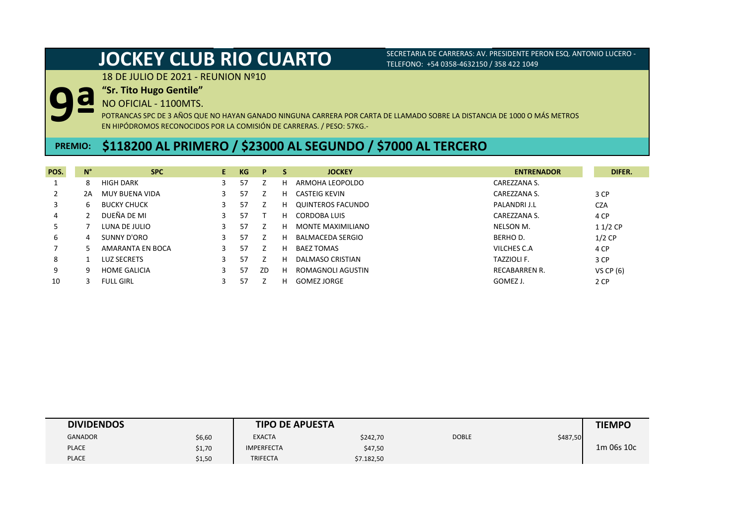# JOCKEY CLUB RIO CUARTO

SECRETARIA DE CARRERAS: AV. PRESIDENTE PERON ESQ. ANTONIO LUCERO - TELEFONO: +54 0358-4632150 / 358 422 1049

## 9ª

18 DE JULIO DE 2021 - REUNION Nº10

**"Sr. Tito Hugo Gentile"**

NO OFICIAL - 1100MTS.

POTRANCAS SPC DE 3 AÑOS QUE NO HAYAN GANADO NINGUNA CARRERA POR CARTA DE LLAMADO SOBRE LA DISTANCIA DE 1000 O MÁS METROS EN HIPÓDROMOS RECONOCIDOS POR LA COMISIÓN DE CARRERAS. / PESO: 57KG.-

**PREMIO: $118200 AL PRIMERO / $23000 AL SEGUNDO / $7000 AL TERCERO**

| POS. | N° | SPC | E | KG | P | S | JOCKEY | ENTRENADOR | DIFER. |
|---|---|---|---|---|---|---|---|---|---|
| 1 | 8 | HIGH DARK | 3 | 57 | Z | H | ARMOHA LEOPOLDO | CAREZZANA S. | |
| 2 | 2A | MUY BUENA VIDA | 3 | 57 | Z | H | CASTEIG KEVIN | CAREZZANA S. | 3 CP |
| 3 | 6 | BUCKY CHUCK | 3 | 57 | Z | H | QUINTEROS FACUNDO | PALANDRI J.L | CZA |
| 4 | 2 | DUEÑA DE MI | 3 | 57 | T | H | CORDOBA LUIS | CAREZZANA S. | 4 CP |
| 5 | 7 | LUNA DE JULIO | 3 | 57 | Z | H | MONTE MAXIMILIANO | NELSON M. | 1 1/2 CP |
| 6 | 4 | SUNNY D'ORO | 3 | 57 | Z | H | BALMACEDA SERGIO | BERHO D. | 1/2 CP |
| 7 | 5 | AMARANTA EN BOCA | 3 | 57 | Z | H | BAEZ TOMAS | VILCHES C.A | 4 CP |
| 8 | 1 | LUZ SECRETS | 3 | 57 | Z | H | DALMASO CRISTIAN | TAZZIOLI F. | 3 CP |
| 9 | 9 | HOME GALICIA | 3 | 57 | ZD | H | ROMAGNOLI AGUSTIN | RECABARREN R. | VS CP (6) |
| 10 | 3 | FULL GIRL | 3 | 57 | Z | H | GOMEZ JORGE | GOMEZ J. | 2 CP |

| DIVIDENDOS | | TIPO DE APUESTA | | | | TIEMPO |
|---|---|---|---|---|---|---|
| GANADOR | $6,60 | EXACTA | $242,70 | DOBLE | $487,50 | 1m 06s 10c |
| PLACE | $1,70 | IMPERFECTA | $47,50 | | | |
| PLACE | $1,50 | TRIFECTA | $7.182,50 | | | |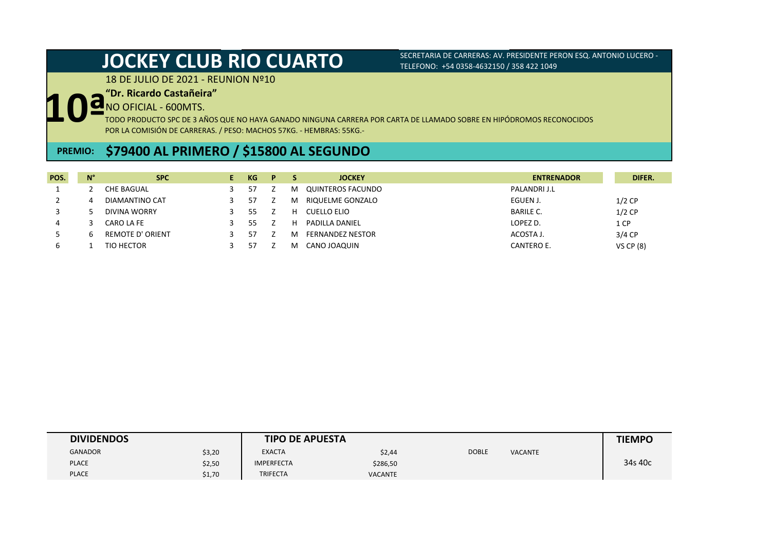# JOCKEY CLUB RIO CUARTO

SECRETARIA DE CARRERAS: AV. PRESIDENTE PERON ESQ. ANTONIO LUCERO - TELEFONO: +54 0358-4632150 / 358 422 1049

18 DE JULIO DE 2021 - REUNION Nº10

## 10ª

**"Dr. Ricardo Castañeira"**

NO OFICIAL - 600MTS.

TODO PRODUCTO SPC DE 3 AÑOS QUE NO HAYA GANADO NINGUNA CARRERA POR CARTA DE LLAMADO SOBRE EN HIPÓDROMOS RECONOCIDOS POR LA COMISIÓN DE CARRERAS. / PESO: MACHOS 57KG. - HEMBRAS: 55KG.-

**PREMIO: $79400 AL PRIMERO / $15800 AL SEGUNDO**

| POS. | N° | SPC | E | KG | P | S | JOCKEY | ENTRENADOR | DIFER. |
|---|---|---|---|---|---|---|---|---|---|
| 1 | 2 | CHE BAGUAL | 3 | 57 | Z | M | QUINTEROS FACUNDO | PALANDRI J.L | |
| 2 | 4 | DIAMANTINO CAT | 3 | 57 | Z | M | RIQUELME GONZALO | EGUEN J. | 1/2 CP |
| 3 | 5 | DIVINA WORRY | 3 | 55 | Z | H | CUELLO ELIO | BARILE C. | 1/2 CP |
| 4 | 3 | CARO LA FE | 3 | 55 | Z | H | PADILLA DANIEL | LOPEZ D. | 1 CP |
| 5 | 6 | REMOTE D' ORIENT | 3 | 57 | Z | M | FERNANDEZ NESTOR | ACOSTA J. | 3/4 CP |
| 6 | 1 | TIO HECTOR | 3 | 57 | Z | M | CANO JOAQUIN | CANTERO E. | VS CP (8) |

| DIVIDENDOS | | TIPO DE APUESTA | | | | TIEMPO |
|---|---|---|---|---|---|---|
| GANADOR | $3,20 | EXACTA | $2,44 | DOBLE | VACANTE | 34s 40c |
| PLACE | $2,50 | IMPERFECTA | $286,50 | | | |
| PLACE | $1,70 | TRIFECTA | VACANTE | | | |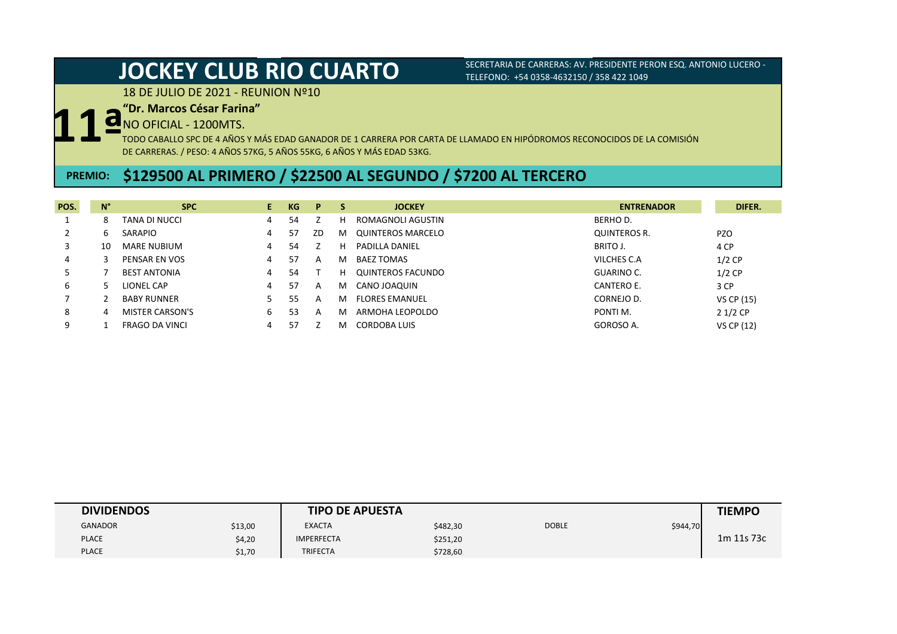# JOCKEY CLUB RIO CUARTO

SECRETARIA DE CARRERAS: AV. PRESIDENTE PERON ESQ. ANTONIO LUCERO - TELEFONO: +54 0358-4632150 / 358 422 1049

18 DE JULIO DE 2021 - REUNION Nº10

## 11ª

**“Dr. Marcos César Farina”**

NO OFICIAL - 1200MTS.

TODO CABALLO SPC DE 4 AÑOS Y MÁS EDAD GANADOR DE 1 CARRERA POR CARTA DE LLAMADO EN HIPÓDROMOS RECONOCIDOS DE LA COMISIÓN DE CARRERAS. / PESO: 4 AÑOS 57KG, 5 AÑOS 55KG, 6 AÑOS Y MÁS EDAD 53KG.

**PREMIO: $129500 AL PRIMERO / $22500 AL SEGUNDO / $7200 AL TERCERO**

| POS. | N° | SPC | E | KG | P | S | JOCKEY | ENTRENADOR | DIFER. |
|---|---|---|---|---|---|---|---|---|---|
| 1 | 8 | TANA DI NUCCI | 4 | 54 | Z | H | ROMAGNOLI AGUSTIN | BERHO D. | |
| 2 | 6 | SARAPIO | 4 | 57 | ZD | M | QUINTEROS MARCELO | QUINTEROS R. | PZO |
| 3 | 10 | MARE NUBIUM | 4 | 54 | Z | H | PADILLA DANIEL | BRITO J. | 4 CP |
| 4 | 3 | PENSAR EN VOS | 4 | 57 | A | M | BAEZ TOMAS | VILCHES C.A | 1/2 CP |
| 5 | 7 | BEST ANTONIA | 4 | 54 | T | H | QUINTEROS FACUNDO | GUARINO C. | 1/2 CP |
| 6 | 5 | LIONEL CAP | 4 | 57 | A | M | CANO JOAQUIN | CANTERO E. | 3 CP |
| 7 | 2 | BABY RUNNER | 5 | 55 | A | M | FLORES EMANUEL | CORNEJO D. | VS CP (15) |
| 8 | 4 | MISTER CARSON'S | 6 | 53 | A | M | ARMOHA LEOPOLDO | PONTI M. | 2 1/2 CP |
| 9 | 1 | FRAGO DA VINCI | 4 | 57 | Z | M | CORDOBA LUIS | GOROSO A. | VS CP (12) |

| DIVIDENDOS | | TIPO DE APUESTA | | | | TIEMPO |
|---|---|---|---|---|---|---|
| GANADOR | $13,00 | EXACTA | $482,30 | DOBLE | $944,70 | 1m 11s 73c |
| PLACE | $4,20 | IMPERFECTA | $251,20 | | | |
| PLACE | $1,70 | TRIFECTA | $728,60 | | | |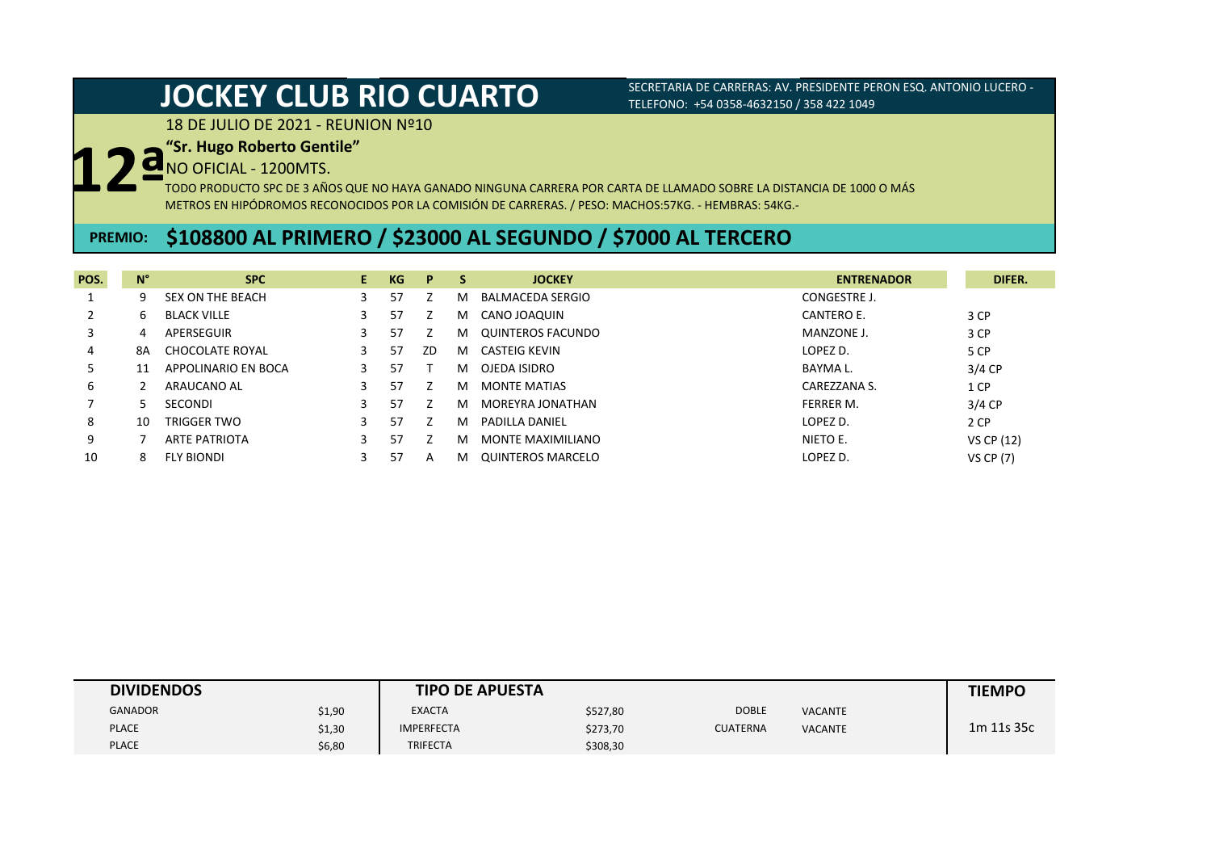# JOCKEY CLUB RIO CUARTO

SECRETARIA DE CARRERAS: AV. PRESIDENTE PERON ESQ. ANTONIO LUCERO - TELEFONO: +54 0358-4632150 / 358 422 1049

18 DE JULIO DE 2021 - REUNION Nº10

## 12ª

**"Sr. Hugo Roberto Gentile"**

NO OFICIAL - 1200MTS.

TODO PRODUCTO SPC DE 3 AÑOS QUE NO HAYA GANADO NINGUNA CARRERA POR CARTA DE LLAMADO SOBRE LA DISTANCIA DE 1000 O MÁS METROS EN HIPÓDROMOS RECONOCIDOS POR LA COMISIÓN DE CARRERAS. / PESO: MACHOS:57KG. - HEMBRAS: 54KG.-

**PREMIO: $108800 AL PRIMERO / $23000 AL SEGUNDO / $7000 AL TERCERO**

| POS. | N° | SPC | E | KG | P | S | JOCKEY | ENTRENADOR | DIFER. |
|---|---|---|---|---|---|---|---|---|---|
| 1 | 9 | SEX ON THE BEACH | 3 | 57 | Z | M | BALMACEDA SERGIO | CONGESTRE J. | |
| 2 | 6 | BLACK VILLE | 3 | 57 | Z | M | CANO JOAQUIN | CANTERO E. | 3 CP |
| 3 | 4 | APERSEGUIR | 3 | 57 | Z | M | QUINTEROS FACUNDO | MANZONE J. | 3 CP |
| 4 | 8A | CHOCOLATE ROYAL | 3 | 57 | ZD | M | CASTEIG KEVIN | LOPEZ D. | 5 CP |
| 5 | 11 | APPOLINARIO EN BOCA | 3 | 57 | T | M | OJEDA ISIDRO | BAYMA L. | 3/4 CP |
| 6 | 2 | ARAUCANO AL | 3 | 57 | Z | M | MONTE MATIAS | CAREZZANA S. | 1 CP |
| 7 | 5 | SECONDI | 3 | 57 | Z | M | MOREYRA JONATHAN | FERRER M. | 3/4 CP |
| 8 | 10 | TRIGGER TWO | 3 | 57 | Z | M | PADILLA DANIEL | LOPEZ D. | 2 CP |
| 9 | 7 | ARTE PATRIOTA | 3 | 57 | Z | M | MONTE MAXIMILIANO | NIETO E. | VS CP (12) |
| 10 | 8 | FLY BIONDI | 3 | 57 | A | M | QUINTEROS MARCELO | LOPEZ D. | VS CP (7) |

| DIVIDENDOS | | TIPO DE APUESTA | | | | TIEMPO |
|---|---|---|---|---|---|---|
| GANADOR | $1,90 | EXACTA | $527,80 | DOBLE | VACANTE | |
| PLACE | $1,30 | IMPERFECTA | $273,70 | CUATERNA | VACANTE | 1m 11s 35c |
| PLACE | $6,80 | TRIFECTA | $308,30 | | | |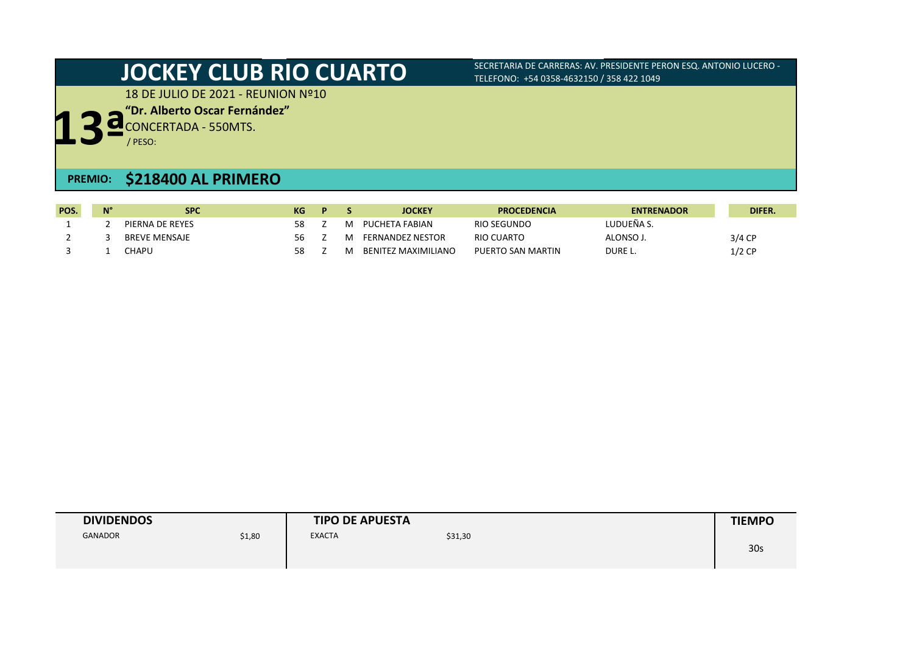# JOCKEY CLUB RIO CUARTO

SECRETARIA DE CARRERAS: AV. PRESIDENTE PERON ESQ. ANTONIO LUCERO - TELEFONO: +54 0358-4632150 / 358 422 1049

18 DE JULIO DE 2021 - REUNION Nº10

## 13ª

**"Dr. Alberto Oscar Fernández"**

CONCERTADA - 550MTS.

/ PESO:

**PREMIO: $218400 AL PRIMERO**

| POS. | N° | SPC | KG | P | S | JOCKEY | PROCEDENCIA | ENTRENADOR | DIFER. |
|---|---|---|---|---|---|---|---|---|---|
| 1 | 2 | PIERNA DE REYES | 58 | Z | M | PUCHETA FABIAN | RIO SEGUNDO | LUDUEÑA S. | |
| 2 | 3 | BREVE MENSAJE | 56 | Z | M | FERNANDEZ NESTOR | RIO CUARTO | ALONSO J. | 3/4 CP |
| 3 | 1 | CHAPU | 58 | Z | M | BENITEZ MAXIMILIANO | PUERTO SAN MARTIN | DURE L. | 1/2 CP |

| DIVIDENDOS | | TIPO DE APUESTA | | TIEMPO |
|---|---|---|---|---|
| GANADOR | $1,80 | EXACTA | $31,30 | 30s |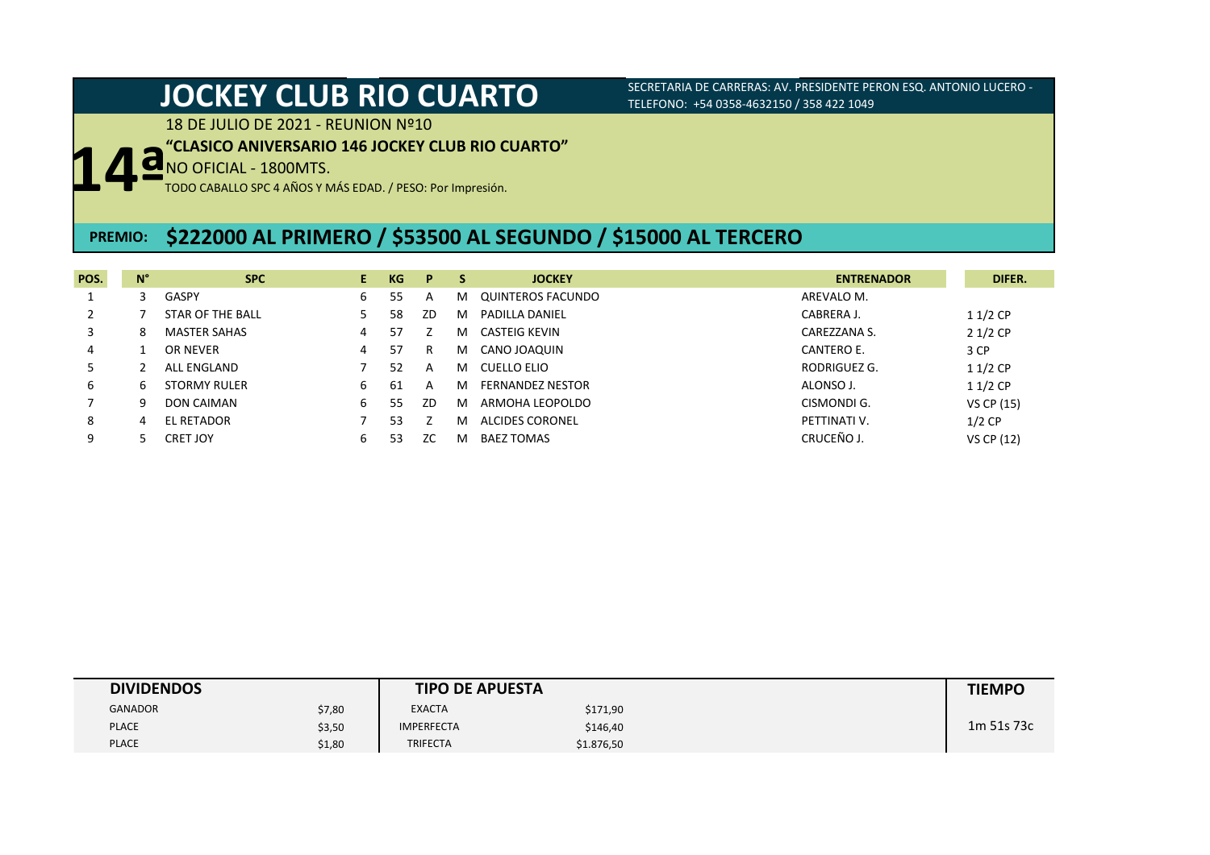# JOCKEY CLUB RIO CUARTO

SECRETARIA DE CARRERAS: AV. PRESIDENTE PERON ESQ. ANTONIO LUCERO - TELEFONO: +54 0358-4632150 / 358 422 1049

## 14ª

18 DE JULIO DE 2021 - REUNION Nº10

**"CLASICO ANIVERSARIO 146 JOCKEY CLUB RIO CUARTO"**

NO OFICIAL - 1800MTS.

TODO CABALLO SPC 4 AÑOS Y MÁS EDAD. / PESO: Por Impresión.

**PREMIO: $222000 AL PRIMERO / $53500 AL SEGUNDO / $15000 AL TERCERO**

| POS. | N° | SPC | E. | KG | P | S | JOCKEY | ENTRENADOR | DIFER. |
|---|---|---|---|---|---|---|---|---|---|
| 1 | 3 | GASPY | 6 | 55 | A | M | QUINTEROS FACUNDO | AREVALO M. | |
| 2 | 7 | STAR OF THE BALL | 5 | 58 | ZD | M | PADILLA DANIEL | CABRERA J. | 1 1/2 CP |
| 3 | 8 | MASTER SAHAS | 4 | 57 | Z | M | CASTEIG KEVIN | CAREZZANA S. | 2 1/2 CP |
| 4 | 1 | OR NEVER | 4 | 57 | R | M | CANO JOAQUIN | CANTERO E. | 3 CP |
| 5 | 2 | ALL ENGLAND | 7 | 52 | A | M | CUELLO ELIO | RODRIGUEZ G. | 1 1/2 CP |
| 6 | 6 | STORMY RULER | 6 | 61 | A | M | FERNANDEZ NESTOR | ALONSO J. | 1 1/2 CP |
| 7 | 9 | DON CAIMAN | 6 | 55 | ZD | M | ARMOHA LEOPOLDO | CISMONDI G. | VS CP (15) |
| 8 | 4 | EL RETADOR | 7 | 53 | Z | M | ALCIDES CORONEL | PETTINATI V. | 1/2 CP |
| 9 | 5 | CRET JOY | 6 | 53 | ZC | M | BAEZ TOMAS | CRUCEÑO J. | VS CP (12) |

| DIVIDENDOS | | TIPO DE APUESTA | | TIEMPO |
|---|---|---|---|---|
| GANADOR | $7,80 | EXACTA | $171,90 | |
| PLACE | $3,50 | IMPERFECTA | $146,40 | 1m 51s 73c |
| PLACE | $1,80 | TRIFECTA | $1.876,50 | |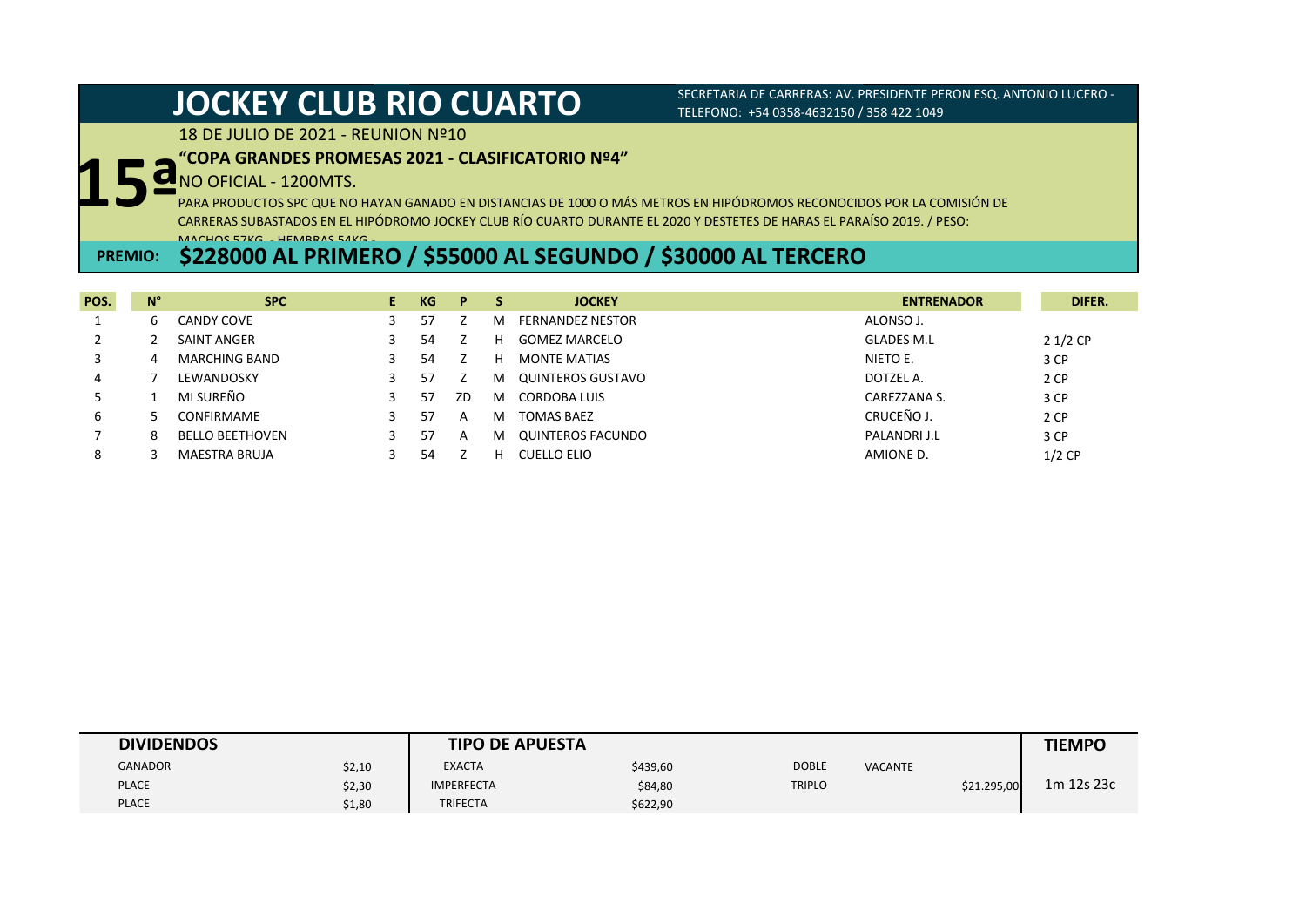# JOCKEY CLUB RIO CUARTO

SECRETARIA DE CARRERAS: AV. PRESIDENTE PERON ESQ. ANTONIO LUCERO - TELEFONO: +54 0358-4632150 / 358 422 1049

18 DE JULIO DE 2021 - REUNION Nº10

## 15ª

**"COPA GRANDES PROMESAS 2021 - CLASIFICATORIO Nº4"**

NO OFICIAL - 1200MTS.

PARA PRODUCTOS SPC QUE NO HAYAN GANADO EN DISTANCIAS DE 1000 O MÁS METROS EN HIPÓDROMOS RECONOCIDOS POR LA COMISIÓN DE CARRERAS SUBASTADOS EN EL HIPÓDROMO JOCKEY CLUB RÍO CUARTO DURANTE EL 2020 Y DESTETES DE HARAS EL PARAÍSO 2019. / PESO: MACHOS 57KG. - HEMBRAS 54KG.-

**PREMIO: $228000 AL PRIMERO / $55000 AL SEGUNDO / $30000 AL TERCERO**

| POS. | N° | SPC | E | KG | P | S | JOCKEY | ENTRENADOR | DIFER. |
|---|---|---|---|---|---|---|---|---|---|
| 1 | 6 | CANDY COVE | 3 | 57 | Z | M | FERNANDEZ NESTOR | ALONSO J. | |
| 2 | 2 | SAINT ANGER | 3 | 54 | Z | H | GOMEZ MARCELO | GLADES M.L | 2 1/2 CP |
| 3 | 4 | MARCHING BAND | 3 | 54 | Z | H | MONTE MATIAS | NIETO E. | 3 CP |
| 4 | 7 | LEWANDOSKY | 3 | 57 | Z | M | QUINTEROS GUSTAVO | DOTZEL A. | 2 CP |
| 5 | 1 | MI SUREÑO | 3 | 57 | ZD | M | CORDOBA LUIS | CAREZZANA S. | 3 CP |
| 6 | 5 | CONFIRMAME | 3 | 57 | A | M | TOMAS BAEZ | CRUCEÑO J. | 2 CP |
| 7 | 8 | BELLO BEETHOVEN | 3 | 57 | A | M | QUINTEROS FACUNDO | PALANDRI J.L | 3 CP |
| 8 | 3 | MAESTRA BRUJA | 3 | 54 | Z | H | CUELLO ELIO | AMIONE D. | 1/2 CP |

| DIVIDENDOS | | TIPO DE APUESTA | | | | TIEMPO |
|---|---|---|---|---|---|---|
| GANADOR | $2,10 | EXACTA | $439,60 | DOBLE | VACANTE | |
| PLACE | $2,30 | IMPERFECTA | $84,80 | TRIPLO | $21.295,00 | 1m 12s 23c |
| PLACE | $1,80 | TRIFECTA | $622,90 | | | |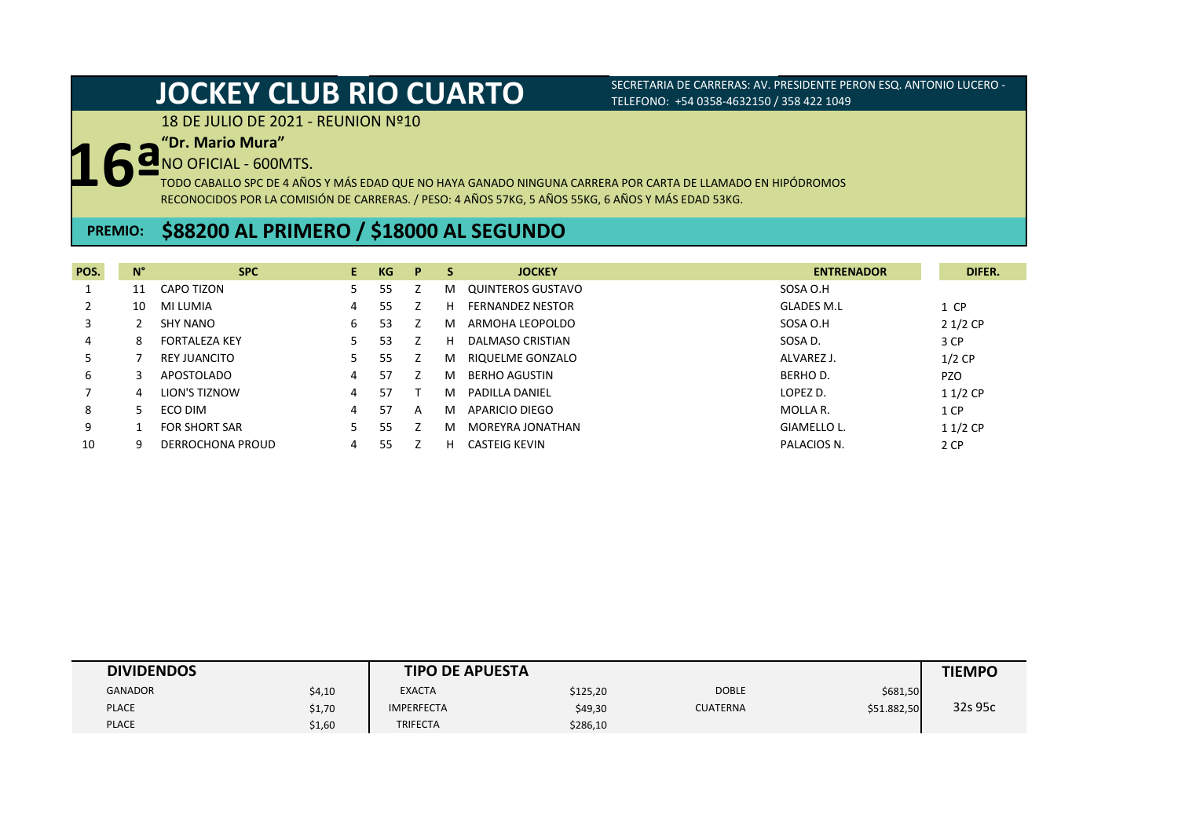# JOCKEY CLUB RIO CUARTO

SECRETARIA DE CARRERAS: AV. PRESIDENTE PERON ESQ. ANTONIO LUCERO - TELEFONO: +54 0358-4632150 / 358 422 1049

18 DE JULIO DE 2021 - REUNION Nº10

## 16ª

**"Dr. Mario Mura"**

NO OFICIAL - 600MTS.

TODO CABALLO SPC DE 4 AÑOS Y MÁS EDAD QUE NO HAYA GANADO NINGUNA CARRERA POR CARTA DE LLAMADO EN HIPÓDROMOS RECONOCIDOS POR LA COMISIÓN DE CARRERAS. / PESO: 4 AÑOS 57KG, 5 AÑOS 55KG, 6 AÑOS Y MÁS EDAD 53KG.

**PREMIO: $88200 AL PRIMERO / $18000 AL SEGUNDO**

| POS. | N° | SPC | E. | KG | P | S | JOCKEY | ENTRENADOR | DIFER. |
|---|---|---|---|---|---|---|---|---|---|
| 1 | 11 | CAPO TIZON | 5 | 55 | Z | M | QUINTEROS GUSTAVO | SOSA O.H | |
| 2 | 10 | MI LUMIA | 4 | 55 | Z | H | FERNANDEZ NESTOR | GLADES M.L | 1 CP |
| 3 | 2 | SHY NANO | 6 | 53 | Z | M | ARMOHA LEOPOLDO | SOSA O.H | 2 1/2 CP |
| 4 | 8 | FORTALEZA KEY | 5 | 53 | Z | H | DALMASO CRISTIAN | SOSA D. | 3 CP |
| 5 | 7 | REY JUANCITO | 5 | 55 | Z | M | RIQUELME GONZALO | ALVAREZ J. | 1/2 CP |
| 6 | 3 | APOSTOLADO | 4 | 57 | Z | M | BERHO AGUSTIN | BERHO D. | PZO |
| 7 | 4 | LION'S TIZNOW | 4 | 57 | T | M | PADILLA DANIEL | LOPEZ D. | 1 1/2 CP |
| 8 | 5 | ECO DIM | 4 | 57 | A | M | APARICIO DIEGO | MOLLA R. | 1 CP |
| 9 | 1 | FOR SHORT SAR | 5 | 55 | Z | M | MOREYRA JONATHAN | GIAMELLO L. | 1 1/2 CP |
| 10 | 9 | DERROCHONA PROUD | 4 | 55 | Z | H | CASTEIG KEVIN | PALACIOS N. | 2 CP |

| DIVIDENDOS | | TIPO DE APUESTA | | | | TIEMPO |
|---|---|---|---|---|---|---|
| GANADOR | $4,10 | EXACTA | $125,20 | DOBLE | $681,50 | 32s 95c |
| PLACE | $1,70 | IMPERFECTA | $49,30 | CUATERNA | $51.882,50 | |
| PLACE | $1,60 | TRIFECTA | $286,10 | | | |